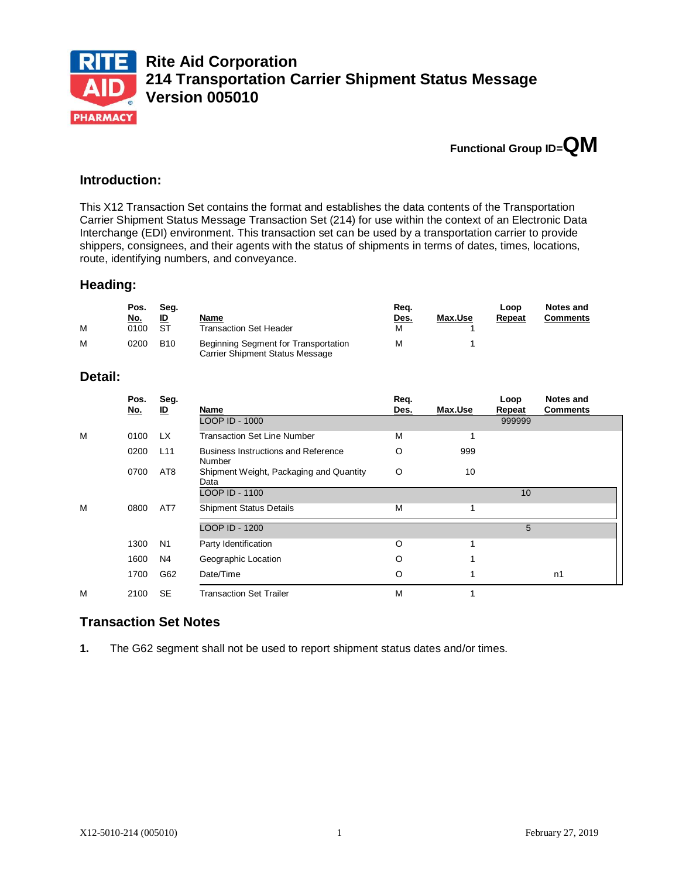# Rite Aid Corporation
# 214 Transportation Carrier Shipment Status Message
# Version 005010

**Functional Group ID=QM**

## Introduction:

This X12 Transaction Set contains the format and establishes the data contents of the Transportation Carrier Shipment Status Message Transaction Set (214) for use within the context of an Electronic Data Interchange (EDI) environment. This transaction set can be used by a transportation carrier to provide shippers, consignees, and their agents with the status of shipments in terms of dates, times, locations, route, identifying numbers, and conveyance.

## Heading:

| | Pos. No. | Seg. ID | Name | Req. Des. | Max.Use | Loop Repeat | Notes and Comments |
|---|---|---|---|---|---|---|---|
| M | 0100 | ST | Transaction Set Header | M | 1 | | |
| M | 0200 | B10 | Beginning Segment for Transportation Carrier Shipment Status Message | M | 1 | | |

## Detail:

| | Pos. No. | Seg. ID | Name | Req. Des. | Max.Use | Loop Repeat | Notes and Comments |
|---|---|---|---|---|---|---|---|
| | | | LOOP ID - 1000 | | | 999999 | |
| M | 0100 | LX | Transaction Set Line Number | M | 1 | | |
| | 0200 | L11 | Business Instructions and Reference Number | O | 999 | | |
| | 0700 | AT8 | Shipment Weight, Packaging and Quantity Data | O | 10 | | |
| | | | LOOP ID - 1100 | | | 10 | |
| M | 0800 | AT7 | Shipment Status Details | M | 1 | | |
| | | | LOOP ID - 1200 | | | 5 | |
| | 1300 | N1 | Party Identification | O | 1 | | |
| | 1600 | N4 | Geographic Location | O | 1 | | |
| | 1700 | G62 | Date/Time | O | 1 | | n1 |
| M | 2100 | SE | Transaction Set Trailer | M | 1 | | |

## Transaction Set Notes

1. The G62 segment shall not be used to report shipment status dates and/or times.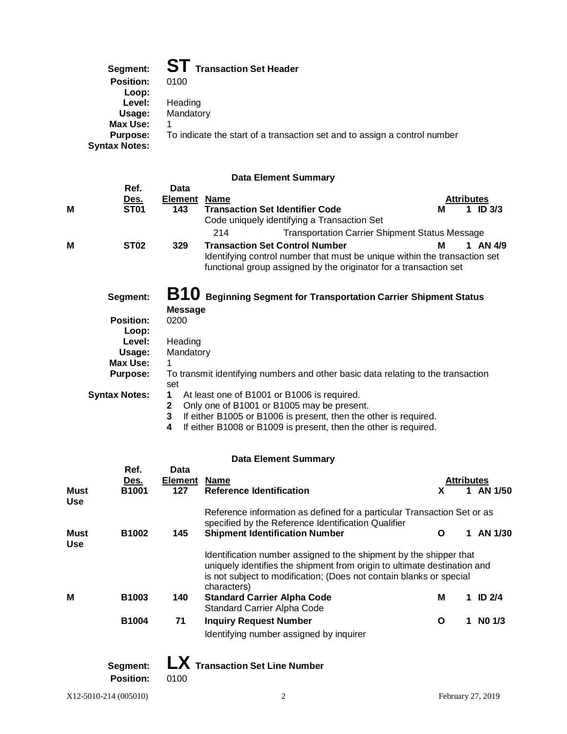**Segment:** **ST** **Transaction Set Header**
**Position:** 0100
**Loop:**
**Level:** Heading
**Usage:** Mandatory
**Max Use:** 1
**Purpose:** To indicate the start of a transaction set and to assign a control number
**Syntax Notes:**

### Data Element Summary

| | Ref. Des. | Data Element | Name | | Attributes |
|---|---|---|---|---|---|
| M | **ST01** | **143** | **Transaction Set Identifier Code**<br>Code uniquely identifying a Transaction Set<br>214 Transportation Carrier Shipment Status Message | M | 1 ID 3/3 |
| M | **ST02** | **329** | **Transaction Set Control Number**<br>Identifying control number that must be unique within the transaction set functional group assigned by the originator for a transaction set | M | 1 AN 4/9 |

**Segment:** **B10** **Beginning Segment for Transportation Carrier Shipment Status Message**
**Position:** 0200
**Loop:**
**Level:** Heading
**Usage:** Mandatory
**Max Use:** 1
**Purpose:** To transmit identifying numbers and other basic data relating to the transaction set
**Syntax Notes:**
1. At least one of B1001 or B1006 is required.
2. Only one of B1001 or B1005 may be present.
3. If either B1005 or B1006 is present, then the other is required.
4. If either B1008 or B1009 is present, then the other is required.

### Data Element Summary

| | Ref. Des. | Data Element | Name | | Attributes |
|---|---|---|---|---|---|
| Must Use | **B1001** | **127** | **Reference Identification**<br>Reference information as defined for a particular Transaction Set or as specified by the Reference Identification Qualifier | X | 1 AN 1/50 |
| Must Use | **B1002** | **145** | **Shipment Identification Number**<br>Identification number assigned to the shipment by the shipper that uniquely identifies the shipment from origin to ultimate destination and is not subject to modification; (Does not contain blanks or special characters) | O | 1 AN 1/30 |
| M | **B1003** | **140** | **Standard Carrier Alpha Code**<br>Standard Carrier Alpha Code | M | 1 ID 2/4 |
| | **B1004** | **71** | **Inquiry Request Number**<br>Identifying number assigned by inquirer | O | 1 N0 1/3 |

**Segment:** **LX** **Transaction Set Line Number**
**Position:** 0100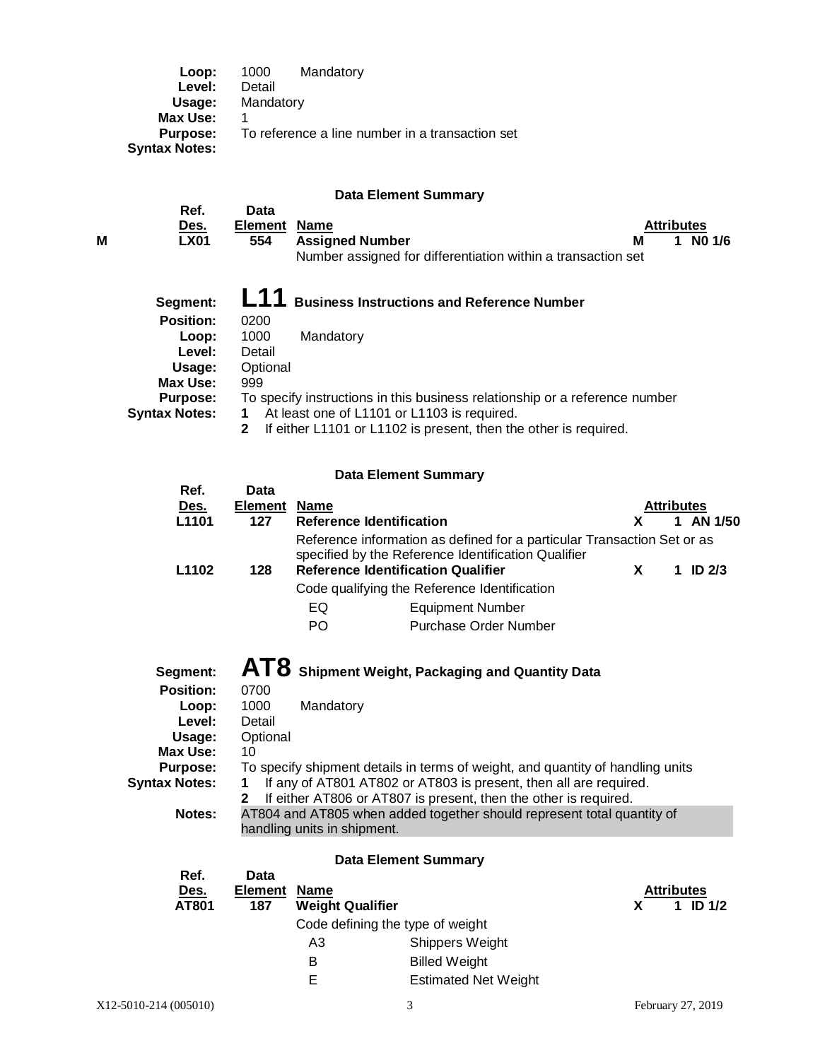| | |
|---|---|
| **Loop:** | 1000 Mandatory |
| **Level:** | Detail |
| **Usage:** | Mandatory |
| **Max Use:** | 1 |
| **Purpose:** | To reference a line number in a transaction set |
| **Syntax Notes:** | |

**Data Element Summary**

| | Ref. Des. | Data Element | Name | | Attributes |
|---|---|---|---|---|---|
| M | LX01 | 554 | **Assigned Number**<br>Number assigned for differentiation within a transaction set | M | 1 N0 1/6 |

## Segment: L11 Business Instructions and Reference Number

| | |
|---|---|
| **Position:** | 0200 |
| **Loop:** | 1000 Mandatory |
| **Level:** | Detail |
| **Usage:** | Optional |
| **Max Use:** | 999 |
| **Purpose:** | To specify instructions in this business relationship or a reference number |
| **Syntax Notes:** | **1** At least one of L1101 or L1103 is required.<br>**2** If either L1101 or L1102 is present, then the other is required. |

**Data Element Summary**

| Ref. Des. | Data Element | Name | | Attributes |
|---|---|---|---|---|
| L1101 | 127 | **Reference Identification**<br>Reference information as defined for a particular Transaction Set or as specified by the Reference Identification Qualifier | X | 1 AN 1/50 |
| L1102 | 128 | **Reference Identification Qualifier**<br>Code qualifying the Reference Identification<br>EQ Equipment Number<br>PO Purchase Order Number | X | 1 ID 2/3 |

## Segment: AT8 Shipment Weight, Packaging and Quantity Data

| | |
|---|---|
| **Position:** | 0700 |
| **Loop:** | 1000 Mandatory |
| **Level:** | Detail |
| **Usage:** | Optional |
| **Max Use:** | 10 |
| **Purpose:** | To specify shipment details in terms of weight, and quantity of handling units |
| **Syntax Notes:** | **1** If any of AT801 AT802 or AT803 is present, then all are required.<br>**2** If either AT806 or AT807 is present, then the other is required. |
| **Notes:** | AT804 and AT805 when added together should represent total quantity of handling units in shipment. |

**Data Element Summary**

| Ref. Des. | Data Element | Name | | Attributes |
|---|---|---|---|---|
| AT801 | 187 | **Weight Qualifier**<br>Code defining the type of weight<br>A3 Shippers Weight<br>B Billed Weight<br>E Estimated Net Weight | X | 1 ID 1/2 |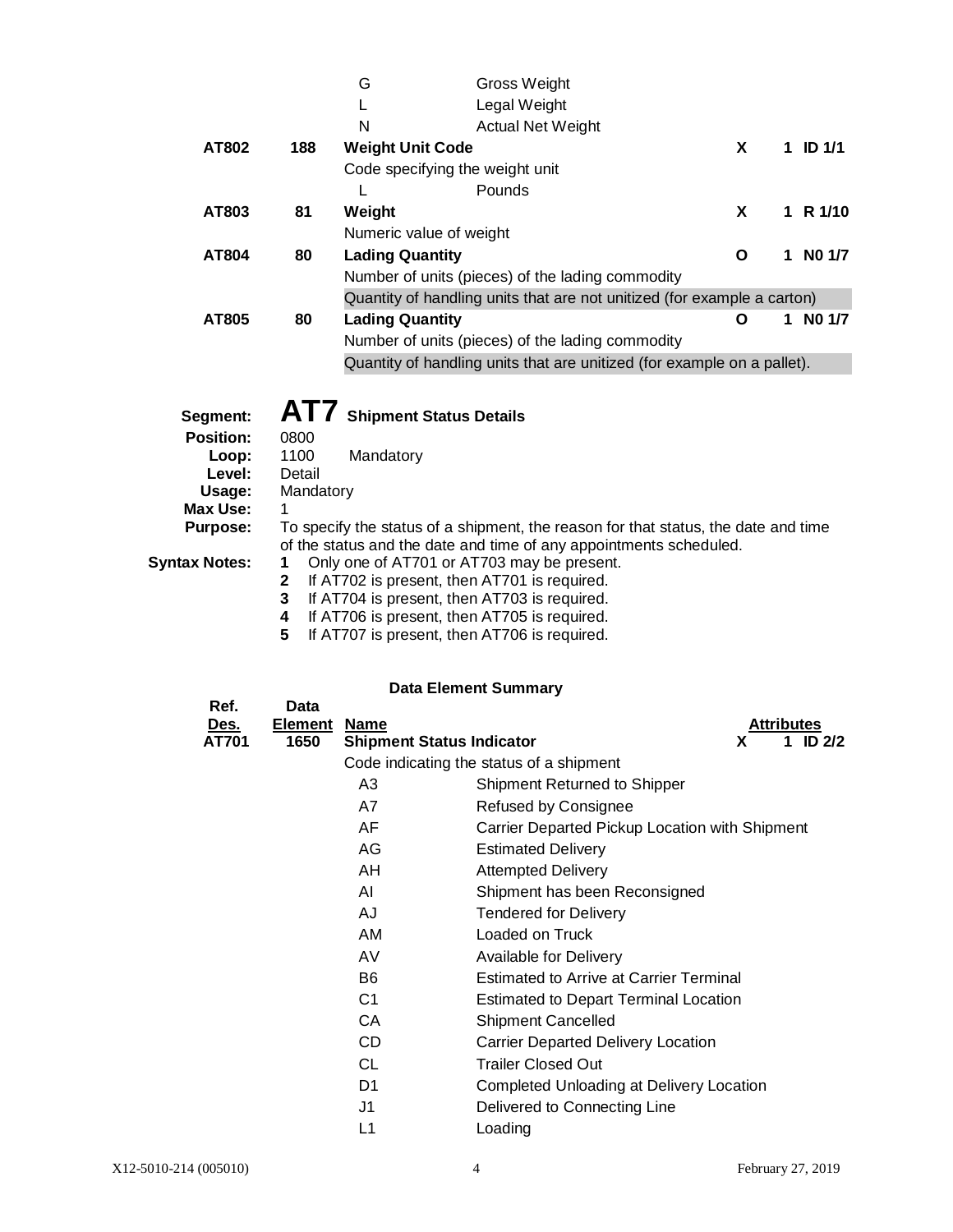| | | | | | |
|---|---|---|---|---|---|
| | | G | Gross Weight | | |
| | | L | Legal Weight | | |
| | | N | Actual Net Weight | | |
| **AT802** | **188** | **Weight Unit Code** | | **X** | **1 ID 1/1** |
| | | Code specifying the weight unit | | | |
| | | L | Pounds | | |
| **AT803** | **81** | **Weight** | | **X** | **1 R 1/10** |
| | | Numeric value of weight | | | |
| **AT804** | **80** | **Lading Quantity** | | **O** | **1 N0 1/7** |
| | | Number of units (pieces) of the lading commodity | | | |
| | | Quantity of handling units that are not unitized (for example a carton) | | | |
| **AT805** | **80** | **Lading Quantity** | | **O** | **1 N0 1/7** |
| | | Number of units (pieces) of the lading commodity | | | |
| | | Quantity of handling units that are unitized (for example on a pallet). | | | |

**Segment:** **AT7** **Shipment Status Details**

**Position:** 0800

**Loop:** 1100 Mandatory

**Level:** Detail

**Usage:** Mandatory

**Max Use:** 1

**Purpose:** To specify the status of a shipment, the reason for that status, the date and time of the status and the date and time of any appointments scheduled.

**Syntax Notes:**
1. Only one of AT701 or AT703 may be present.
2. If AT702 is present, then AT701 is required.
3. If AT704 is present, then AT703 is required.
4. If AT706 is present, then AT705 is required.
5. If AT707 is present, then AT706 is required.

**Data Element Summary**

| Ref. Des. | Data Element | Name | | Attributes | |
|---|---|---|---|---|---|
| **AT701** | **1650** | **Shipment Status Indicator** | | **X** | **1 ID 2/2** |
| | | Code indicating the status of a shipment | | | |
| | | A3 | Shipment Returned to Shipper | | |
| | | A7 | Refused by Consignee | | |
| | | AF | Carrier Departed Pickup Location with Shipment | | |
| | | AG | Estimated Delivery | | |
| | | AH | Attempted Delivery | | |
| | | AI | Shipment has been Reconsigned | | |
| | | AJ | Tendered for Delivery | | |
| | | AM | Loaded on Truck | | |
| | | AV | Available for Delivery | | |
| | | B6 | Estimated to Arrive at Carrier Terminal | | |
| | | C1 | Estimated to Depart Terminal Location | | |
| | | CA | Shipment Cancelled | | |
| | | CD | Carrier Departed Delivery Location | | |
| | | CL | Trailer Closed Out | | |
| | | D1 | Completed Unloading at Delivery Location | | |
| | | J1 | Delivered to Connecting Line | | |
| | | L1 | Loading | | |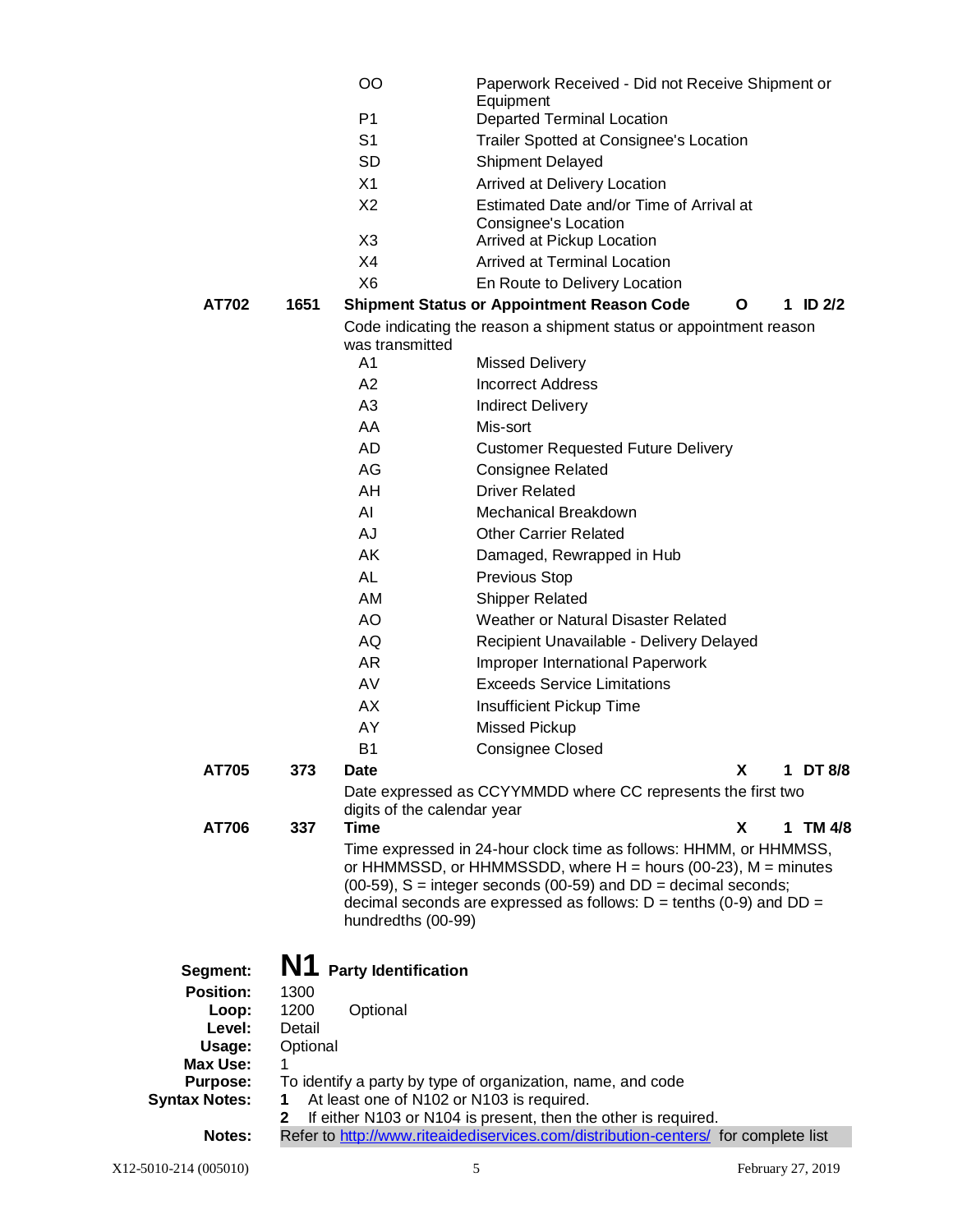| | | | |
|---|---|---|---|
| | | OO | Paperwork Received - Did not Receive Shipment or Equipment |
| | | P1 | Departed Terminal Location |
| | | S1 | Trailer Spotted at Consignee's Location |
| | | SD | Shipment Delayed |
| | | X1 | Arrived at Delivery Location |
| | | X2 | Estimated Date and/or Time of Arrival at Consignee's Location |
| | | X3 | Arrived at Pickup Location |
| | | X4 | Arrived at Terminal Location |
| | | X6 | En Route to Delivery Location |

**AT702** **1651** **Shipment Status or Appointment Reason Code** **O** **1** **ID 2/2**

Code indicating the reason a shipment status or appointment reason was transmitted

| | |
|---|---|
| A1 | Missed Delivery |
| A2 | Incorrect Address |
| A3 | Indirect Delivery |
| AA | Mis-sort |
| AD | Customer Requested Future Delivery |
| AG | Consignee Related |
| AH | Driver Related |
| AI | Mechanical Breakdown |
| AJ | Other Carrier Related |
| AK | Damaged, Rewrapped in Hub |
| AL | Previous Stop |
| AM | Shipper Related |
| AO | Weather or Natural Disaster Related |
| AQ | Recipient Unavailable - Delivery Delayed |
| AR | Improper International Paperwork |
| AV | Exceeds Service Limitations |
| AX | Insufficient Pickup Time |
| AY | Missed Pickup |
| B1 | Consignee Closed |

**AT705** **373** **Date** **X** **1** **DT 8/8**

Date expressed as CCYYMMDD where CC represents the first two digits of the calendar year

**AT706** **337** **Time** **X** **1** **TM 4/8**

Time expressed in 24-hour clock time as follows: HHMM, or HHMMSS, or HHMMSSD, or HHMMSSDD, where H = hours (00-23), M = minutes (00-59), S = integer seconds (00-59) and DD = decimal seconds; decimal seconds are expressed as follows: D = tenths (0-9) and DD = hundredths (00-99)

## Segment: N1 Party Identification

**Position:** 1300

**Loop:** 1200 Optional

**Level:** Detail

**Usage:** Optional

**Max Use:** 1

**Purpose:** To identify a party by type of organization, name, and code

**Syntax Notes:**
1. At least one of N102 or N103 is required.
2. If either N103 or N104 is present, then the other is required.

**Notes:** Refer to [http://www.riteaidediservices.com/distribution-centers/](http://www.riteaidediservices.com/distribution-centers/) for complete list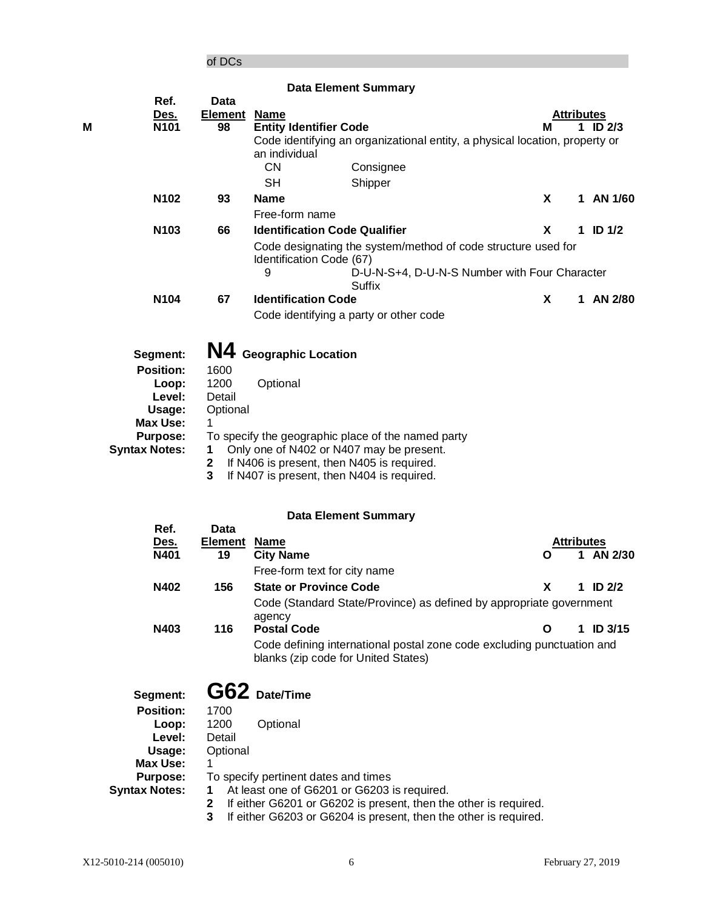of DCs

**Data Element Summary**

| | Ref. Des. | Data Element | Name | | Attributes | | |
|---|---|---|---|---|---|---|---|
| M | N101 | 98 | **Entity Identifier Code** | | M | 1 | ID 2/3 |
| | | | Code identifying an organizational entity, a physical location, property or an individual | | | | |
| | | | CN | Consignee | | | |
| | | | SH | Shipper | | | |
| | N102 | 93 | **Name** | | X | 1 | AN 1/60 |
| | | | Free-form name | | | | |
| | N103 | 66 | **Identification Code Qualifier** | | X | 1 | ID 1/2 |
| | | | Code designating the system/method of code structure used for Identification Code (67) | | | | |
| | | | 9 | D-U-N-S+4, D-U-N-S Number with Four Character Suffix | | | |
| | N104 | 67 | **Identification Code** | | X | 1 | AN 2/80 |
| | | | Code identifying a party or other code | | | | |

**Segment:** **N4** Geographic Location
**Position:** 1600
**Loop:** 1200 Optional
**Level:** Detail
**Usage:** Optional
**Max Use:** 1
**Purpose:** To specify the geographic place of the named party
**Syntax Notes:**
1. Only one of N402 or N407 may be present.
2. If N406 is present, then N405 is required.
3. If N407 is present, then N404 is required.

**Data Element Summary**

| Ref. Des. | Data Element | Name | Attributes | | |
|---|---|---|---|---|---|
| N401 | 19 | **City Name** | O | 1 | AN 2/30 |
| | | Free-form text for city name | | | |
| N402 | 156 | **State or Province Code** | X | 1 | ID 2/2 |
| | | Code (Standard State/Province) as defined by appropriate government agency | | | |
| N403 | 116 | **Postal Code** | O | 1 | ID 3/15 |
| | | Code defining international postal zone code excluding punctuation and blanks (zip code for United States) | | | |

**Segment:** **G62** Date/Time
**Position:** 1700
**Loop:** 1200 Optional
**Level:** Detail
**Usage:** Optional
**Max Use:** 1
**Purpose:** To specify pertinent dates and times
**Syntax Notes:**
1. At least one of G6201 or G6203 is required.
2. If either G6201 or G6202 is present, then the other is required.
3. If either G6203 or G6204 is present, then the other is required.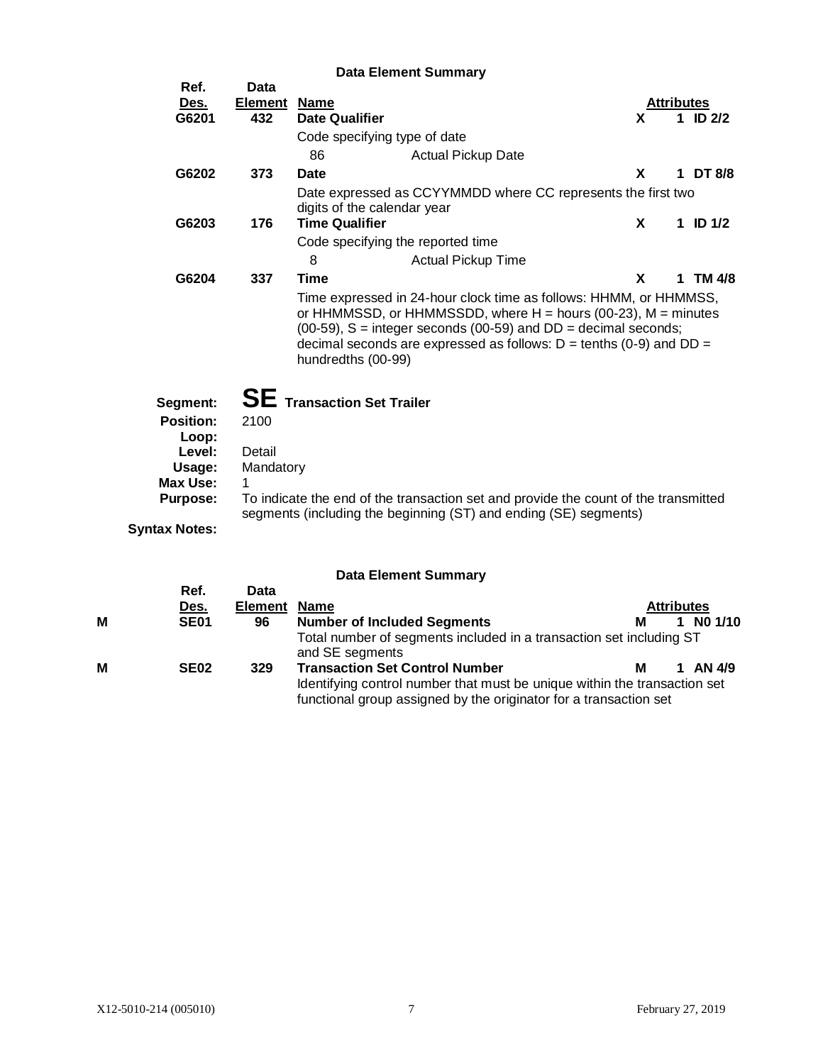**Data Element Summary**

| | Ref. Des. | Data Element | Name | | Attributes | |
|---|---|---|---|---|---|---|
| | G6201 | 432 | **Date Qualifier** | X | 1 | ID 2/2 |
| | | | Code specifying type of date | | | |
| | | | 86 Actual Pickup Date | | | |
| | **G6202** | **373** | **Date** | **X** | **1** | **DT 8/8** |
| | | | Date expressed as CCYYMMDD where CC represents the first two digits of the calendar year | | | |
| | **G6203** | **176** | **Time Qualifier** | **X** | **1** | **ID 1/2** |
| | | | Code specifying the reported time | | | |
| | | | 8 Actual Pickup Time | | | |
| | **G6204** | **337** | **Time** | **X** | **1** | **TM 4/8** |
| | | | Time expressed in 24-hour clock time as follows: HHMM, or HHMMSS, or HHMMSSD, or HHMMSSDD, where H = hours (00-23), M = minutes (00-59), S = integer seconds (00-59) and DD = decimal seconds; decimal seconds are expressed as follows: D = tenths (0-9) and DD = hundredths (00-99) | | | |

**Segment:** **SE** **Transaction Set Trailer**

**Position:** 2100

**Loop:**

**Level:** Detail

**Usage:** Mandatory

**Max Use:** 1

**Purpose:** To indicate the end of the transaction set and provide the count of the transmitted segments (including the beginning (ST) and ending (SE) segments)

**Syntax Notes:**

**Data Element Summary**

| | Ref. Des. | Data Element | Name | | Attributes | |
|---|---|---|---|---|---|---|
| **M** | **SE01** | **96** | **Number of Included Segments** | **M** | **1** | **N0 1/10** |
| | | | Total number of segments included in a transaction set including ST and SE segments | | | |
| **M** | **SE02** | **329** | **Transaction Set Control Number** | **M** | **1** | **AN 4/9** |
| | | | Identifying control number that must be unique within the transaction set functional group assigned by the originator for a transaction set | | | |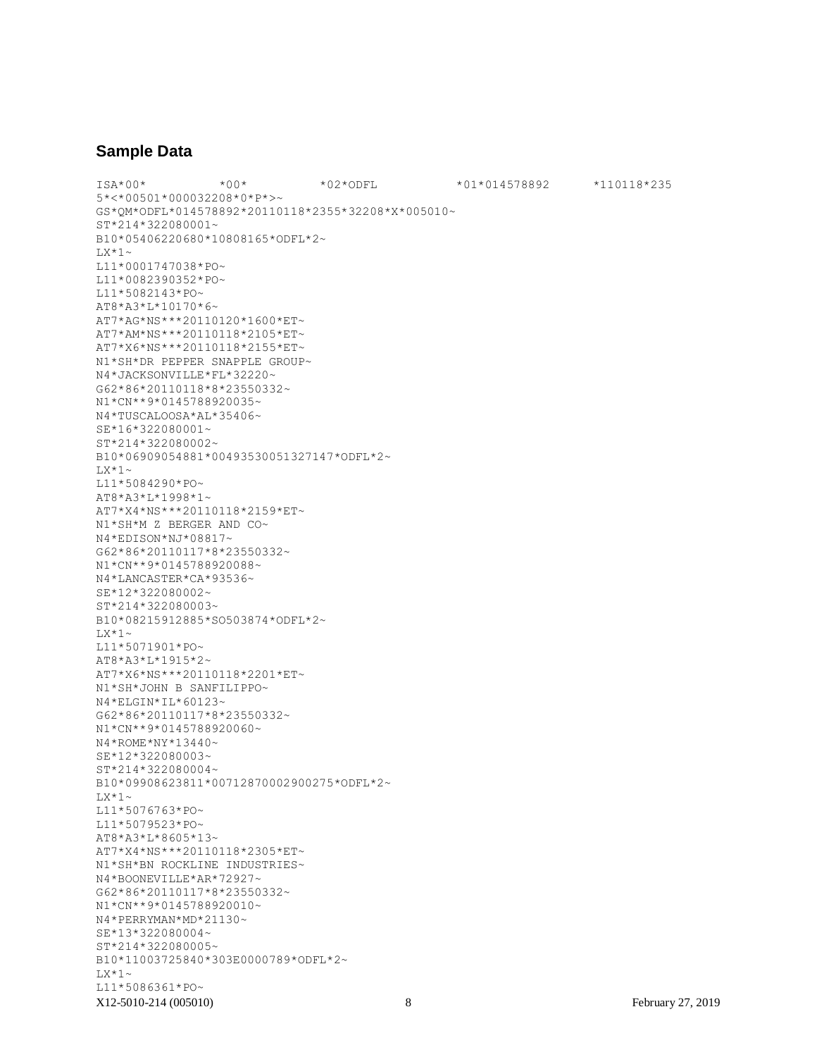## Sample Data

```
ISA*00*          *00*          *02*ODFL           *01*014578892      *110118*235
5*<*00501*000032208*0*P*>~
GS*QM*ODFL*014578892*20110118*2355*32208*X*005010~
ST*214*322080001~
B10*05406220680*10808165*ODFL*2~
LX*1~
L11*0001747038*PO~
L11*0082390352*PO~
L11*5082143*PO~
AT8*A3*L*10170*6~
AT7*AG*NS***20110120*1600*ET~
AT7*AM*NS***20110118*2105*ET~
AT7*X6*NS***20110118*2155*ET~
N1*SH*DR PEPPER SNAPPLE GROUP~
N4*JACKSONVILLE*FL*32220~
G62*86*20110118*8*23550332~
N1*CN**9*0145788920035~
N4*TUSCALOOSA*AL*35406~
SE*16*322080001~
ST*214*322080002~
B10*06909054881*00493530051327147*ODFL*2~
LX*1~
L11*5084290*PO~
AT8*A3*L*1998*1~
AT7*X4*NS***20110118*2159*ET~
N1*SH*M Z BERGER AND CO~
N4*EDISON*NJ*08817~
G62*86*20110117*8*23550332~
N1*CN**9*0145788920088~
N4*LANCASTER*CA*93536~
SE*12*322080002~
ST*214*322080003~
B10*08215912885*SO503874*ODFL*2~
LX*1~
L11*5071901*PO~
AT8*A3*L*1915*2~
AT7*X6*NS***20110118*2201*ET~
N1*SH*JOHN B SANFILIPPO~
N4*ELGIN*IL*60123~
G62*86*20110117*8*23550332~
N1*CN**9*0145788920060~
N4*ROME*NY*13440~
SE*12*322080003~
ST*214*322080004~
B10*09908623811*00712870002900275*ODFL*2~
LX*1~
L11*5076763*PO~
L11*5079523*PO~
AT8*A3*L*8605*13~
AT7*X4*NS***20110118*2305*ET~
N1*SH*BN ROCKLINE INDUSTRIES~
N4*BOONEVILLE*AR*72927~
G62*86*20110117*8*23550332~
N1*CN**9*0145788920010~
N4*PERRYMAN*MD*21130~
SE*13*322080004~
ST*214*322080005~
B10*11003725840*303E0000789*ODFL*2~
LX*1~
L11*5086361*PO~
```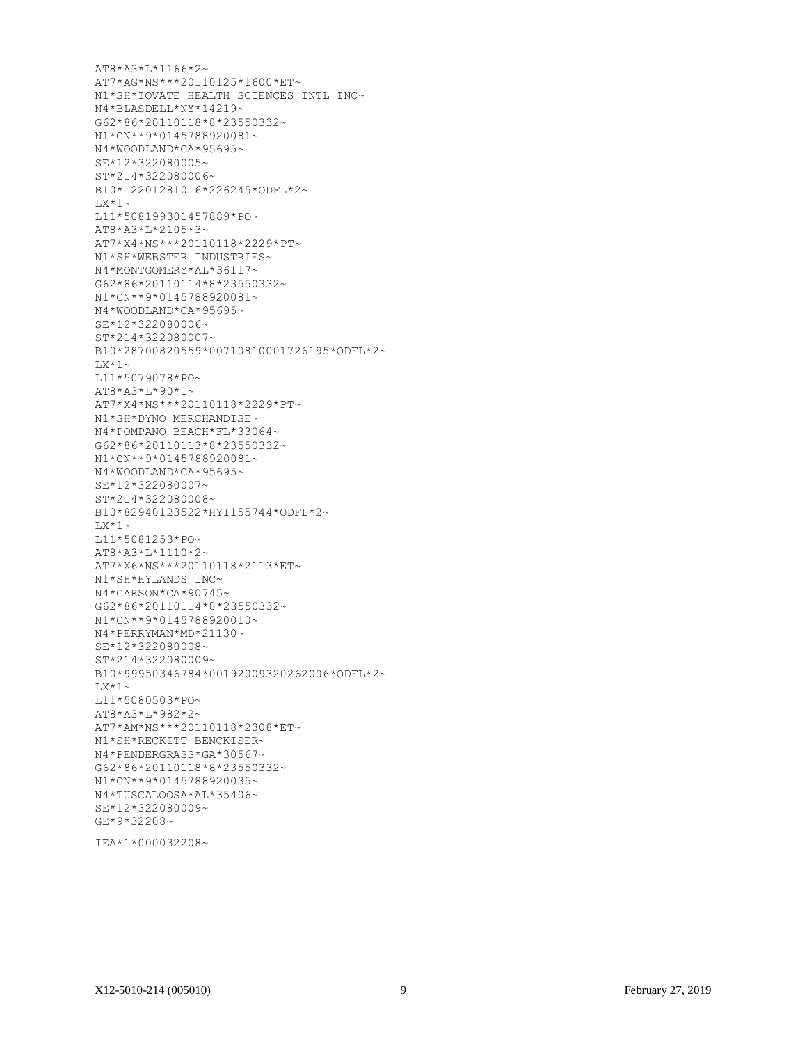```
AT8*A3*L*1166*2~
AT7*AG*NS***20110125*1600*ET~
N1*SH*IOVATE HEALTH SCIENCES INTL INC~
N4*BLASDELL*NY*14219~
G62*86*20110118*8*23550332~
N1*CN**9*0145788920081~
N4*WOODLAND*CA*95695~
SE*12*322080005~
ST*214*322080006~
B10*12201281016*226245*ODFL*2~
LX*1~
L11*508199301457889*PO~
AT8*A3*L*2105*3~
AT7*X4*NS***20110118*2229*PT~
N1*SH*WEBSTER INDUSTRIES~
N4*MONTGOMERY*AL*36117~
G62*86*20110114*8*23550332~
N1*CN**9*0145788920081~
N4*WOODLAND*CA*95695~
SE*12*322080006~
ST*214*322080007~
B10*28700820559*00710810001726195*ODFL*2~
LX*1~
L11*5079078*PO~
AT8*A3*L*90*1~
AT7*X4*NS***20110118*2229*PT~
N1*SH*DYNO MERCHANDISE~
N4*POMPANO BEACH*FL*33064~
G62*86*20110113*8*23550332~
N1*CN**9*0145788920081~
N4*WOODLAND*CA*95695~
SE*12*322080007~
ST*214*322080008~
B10*82940123522*HYI155744*ODFL*2~
LX*1~
L11*5081253*PO~
AT8*A3*L*1110*2~
AT7*X6*NS***20110118*2113*ET~
N1*SH*HYLANDS INC~
N4*CARSON*CA*90745~
G62*86*20110114*8*23550332~
N1*CN**9*0145788920010~
N4*PERRYMAN*MD*21130~
SE*12*322080008~
ST*214*322080009~
B10*99950346784*00192009320262006*ODFL*2~
LX*1~
L11*5080503*PO~
AT8*A3*L*982*2~
AT7*AM*NS***20110118*2308*ET~
N1*SH*RECKITT BENCKISER~
N4*PENDERGRASS*GA*30567~
G62*86*20110118*8*23550332~
N1*CN**9*0145788920035~
N4*TUSCALOOSA*AL*35406~
SE*12*322080009~
GE*9*32208~

IEA*1*000032208~
```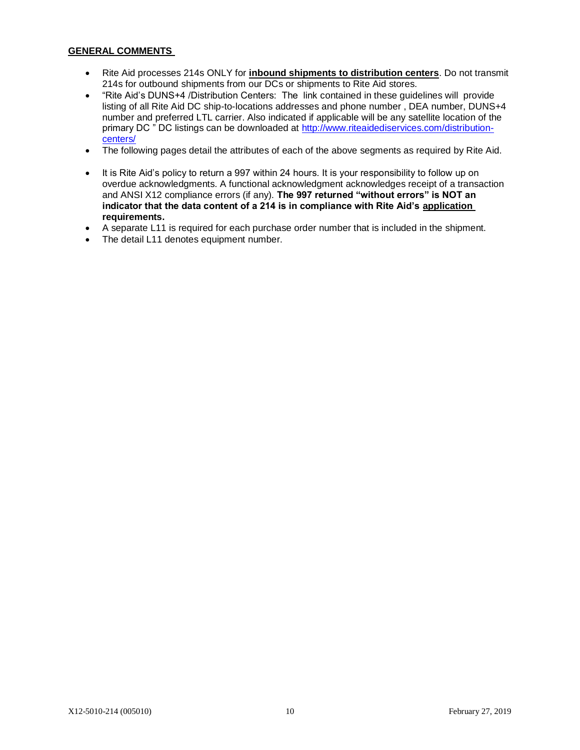## GENERAL COMMENTS

- Rite Aid processes 214s ONLY for **inbound shipments to distribution centers**. Do not transmit 214s for outbound shipments from our DCs or shipments to Rite Aid stores.
- "Rite Aid's DUNS+4 /Distribution Centers: The link contained in these guidelines will provide listing of all Rite Aid DC ship-to-locations addresses and phone number , DEA number, DUNS+4 number and preferred LTL carrier. Also indicated if applicable will be any satellite location of the primary DC " DC listings can be downloaded at [http://www.riteaidediservices.com/distribution-centers/](http://www.riteaidediservices.com/distribution-centers/)
- The following pages detail the attributes of each of the above segments as required by Rite Aid.
- It is Rite Aid's policy to return a 997 within 24 hours. It is your responsibility to follow up on overdue acknowledgments. A functional acknowledgment acknowledges receipt of a transaction and ANSI X12 compliance errors (if any). **The 997 returned "without errors" is NOT an indicator that the data content of a 214 is in compliance with Rite Aid's application requirements.**
- A separate L11 is required for each purchase order number that is included in the shipment.
- The detail L11 denotes equipment number.